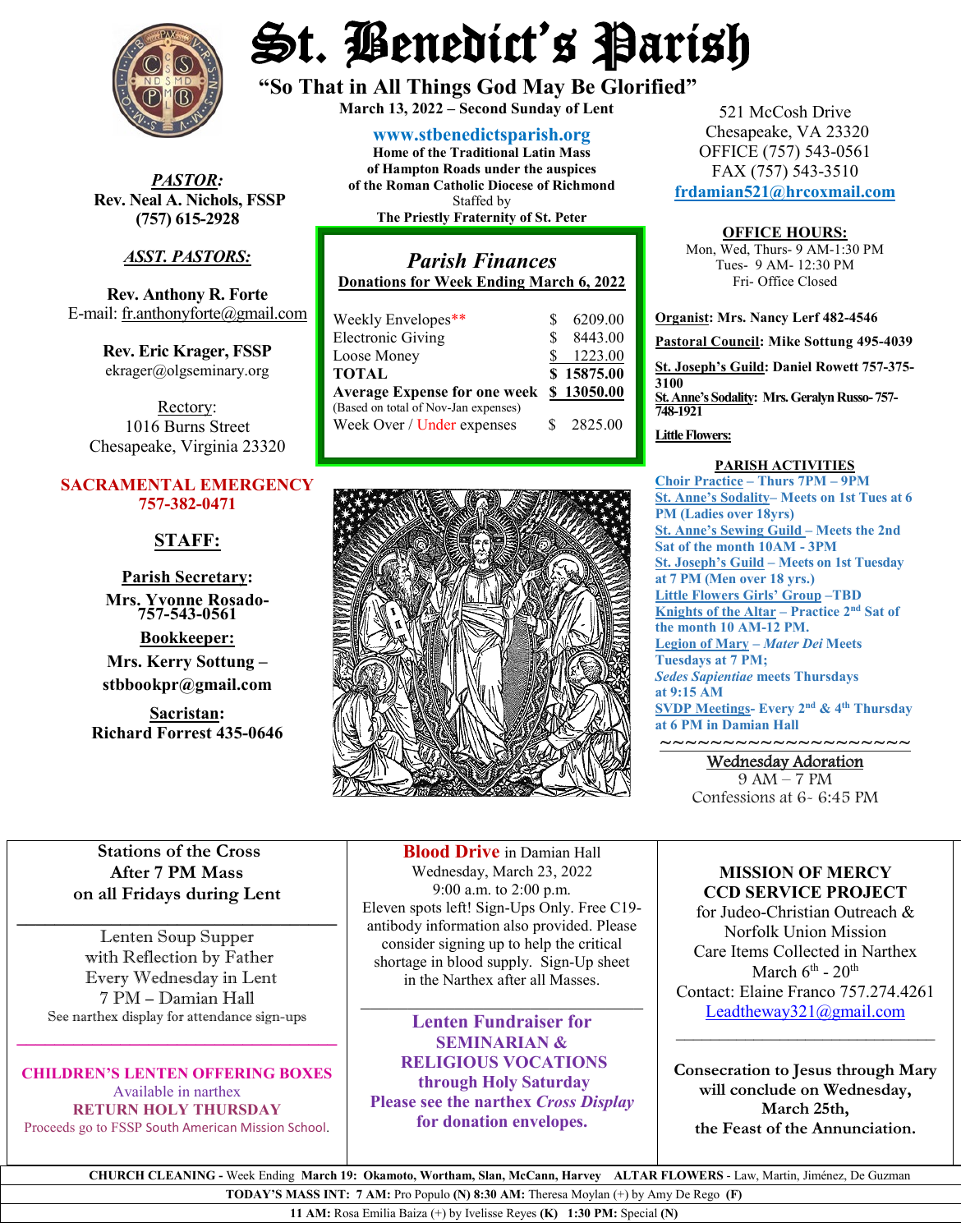# St. Benedict's Parish

## "So That in All Things God May Be Glorified"

**March 13, 2022 – Second Sunday of Lent**

**www.stbenedictsparish.org**

**Home of the Traditional Latin Mass of Hampton Roads under the auspices of the Roman Catholic Diocese of Richmond**
Staffed by
**The Priestly Fraternity of St. Peter**

521 McCosh Drive
Chesapeake, VA 23320
OFFICE (757) 543-0561
FAX (757) 543-3510
frdamian521@hrcoxmail.com

***PASTOR:***
**Rev. Neal A. Nichols, FSSP**
**(757) 615-2928**

***ASST. PASTORS:***

**Rev. Anthony R. Forte**
E-mail: fr.anthonyforte@gmail.com

**Rev. Eric Krager, FSSP**
ekrager@olgseminary.org

Rectory:
1016 Burns Street
Chesapeake, Virginia 23320

**SACRAMENTAL EMERGENCY**
**757-382-0471**

**STAFF:**

**Parish Secretary:**
**Mrs. Yvonne Rosado-757-543-0561**

**Bookkeeper:**
**Mrs. Kerry Sottung – stbbookpr@gmail.com**

**Sacristan:**
**Richard Forrest 435-0646**

### *Parish Finances*

**Donations for Week Ending March 6, 2022**

| | |
|---|---|
| Weekly Envelopes** | $ 6209.00 |
| Electronic Giving | $ 8443.00 |
| Loose Money | $ 1223.00 |
| **TOTAL** | **$ 15875.00** |
| **Average Expense for one week** (Based on total of Nov-Jan expenses) | **$ 13050.00** |
| Week Over / Under expenses | $ 2825.00 |

**OFFICE HOURS:**
Mon, Wed, Thurs- 9 AM-1:30 PM
Tues- 9 AM- 12:30 PM
Fri- Office Closed

**Organist: Mrs. Nancy Lerf 482-4546**

**Pastoral Council: Mike Sottung 495-4039**

**St. Joseph's Guild: Daniel Rowett 757-375-3100**
**St. Anne's Sodality: Mrs. Geralyn Russo- 757-748-1921**

**Little Flowers:**

**PARISH ACTIVITIES**

**Choir Practice – Thurs 7PM – 9PM**
**St. Anne's Sodality– Meets on 1st Tues at 6 PM (Ladies over 18yrs)**
**St. Anne's Sewing Guild – Meets the 2nd Sat of the month 10AM - 3PM**
**St. Joseph's Guild – Meets on 1st Tuesday at 7 PM (Men over 18 yrs.)**
**Little Flowers Girls' Group –TBD**
**Knights of the Altar – Practice 2nd Sat of the month 10 AM-12 PM.**
**Legion of Mary – *Mater Dei* Meets Tuesdays at 7 PM; *Sedes Sapientiae* meets Thursdays at 9:15 AM**
**SVDP Meetings- Every 2nd & 4th Thursday at 6 PM in Damian Hall**

~~~~~~~~~~~~~~~~~~~~~

Wednesday Adoration
9 AM – 7 PM
Confessions at 6- 6:45 PM

---

**Stations of the Cross**
**After 7 PM Mass**
**on all Fridays during Lent**

---

Lenten Soup Supper
with Reflection by Father
Every Wednesday in Lent
7 PM – Damian Hall
See narthex display for attendance sign-ups

---

**CHILDREN'S LENTEN OFFERING BOXES**
Available in narthex
**RETURN HOLY THURSDAY**
Proceeds go to FSSP South American Mission School.

---

**Blood Drive** in Damian Hall
Wednesday, March 23, 2022
9:00 a.m. to 2:00 p.m.
Eleven spots left! Sign-Ups Only. Free C19-antibody information also provided. Please consider signing up to help the critical shortage in blood supply. Sign-Up sheet in the Narthex after all Masses.

---

**Lenten Fundraiser for SEMINARIAN & RELIGIOUS VOCATIONS through Holy Saturday**
**Please see the narthex *Cross Display* for donation envelopes.**

---

**MISSION OF MERCY**
**CCD SERVICE PROJECT**
for Judeo-Christian Outreach & Norfolk Union Mission
Care Items Collected in Narthex
March 6th - 20th
Contact: Elaine Franco 757.274.4261
Leadtheway321@gmail.com

---

**Consecration to Jesus through Mary will conclude on Wednesday, March 25th, the Feast of the Annunciation.**

---

**CHURCH CLEANING** - Week Ending **March 19: Okamoto, Wortham, Slan, McCann, Harvey** **ALTAR FLOWERS** - Law, Martin, Jiménez, De Guzman

**TODAY'S MASS INT: 7 AM:** Pro Populo **(N) 8:30 AM:** Theresa Moylan (+) by Amy De Rego **(F)**

**11 AM:** Rosa Emilia Baiza (+) by Ivelisse Reyes **(K) 1:30 PM:** Special **(N)**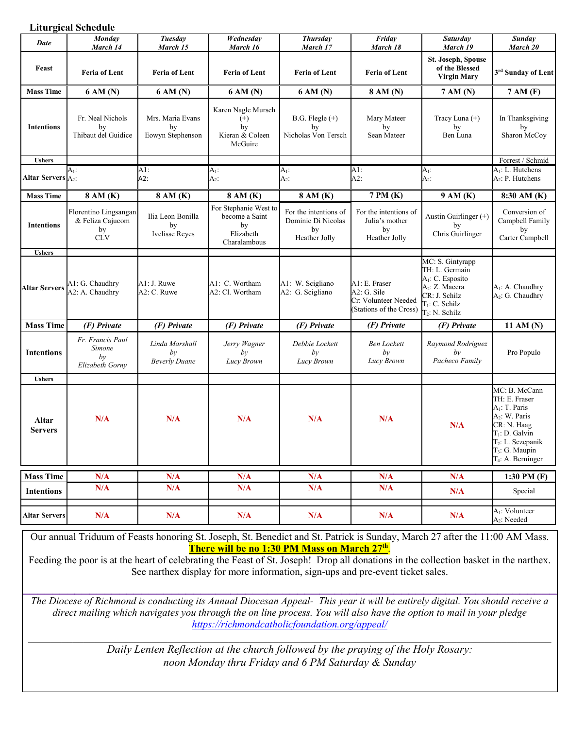**Liturgical Schedule**

| Date | Monday March 14 | Tuesday March 15 | Wednesday March 16 | Thursday March 17 | Friday March 18 | Saturday March 19 | Sunday March 20 |
|---|---|---|---|---|---|---|---|
| Feast | Feria of Lent | Feria of Lent | Feria of Lent | Feria of Lent | Feria of Lent | St. Joseph, Spouse of the Blessed Virgin Mary | 3rd Sunday of Lent |
| Mass Time | 6 AM (N) | 6 AM (N) | 6 AM (N) | 6 AM (N) | 8 AM (N) | 7 AM (N) | 7 AM (F) |
| Intentions | Fr. Neal Nichols by Thibaut del Guidice | Mrs. Maria Evans by Eowyn Stephenson | Karen Nagle Mursch (+) by Kieran & Coleen McGuire | B.G. Flegle (+) by Nicholas Von Tersch | Mary Mateer by Sean Mateer | Tracy Luna (+) by Ben Luna | In Thanksgiving by Sharon McCoy |
| Ushers | | | | | | | Forrest / Schmid |
| Altar Servers | $A_1$: $A_2$: | A1: A2: | $A_1$: $A_2$: | $A_1$: $A_2$: | A1: A2: | $A_1$: $A_2$: | $A_1$: L. Hutchens $A_2$: P. Hutchens |
| Mass Time | 8 AM (K) | 8 AM (K) | 8 AM (K) | 8 AM (K) | 7 PM (K) | 9 AM (K) | 8:30 AM (K) |
| Intentions | Florentino Lingsangan & Feliza Cajucom by CLV | Ilia Leon Bonilla by Ivelisse Reyes | For Stephanie West to become a Saint by Elizabeth Charalambous | For the intentions of Dominic Di Nicolas by Heather Jolly | For the intentions of Julia's mother by Heather Jolly | Austin Guirlinger (+) by Chris Guirlinger | Conversion of Campbell Family by Carter Campbell |
| Ushers | | | | | | | |
| Altar Servers | A1: G. Chaudhry A2: A. Chaudhry | A1: J. Ruwe A2: C. Ruwe | A1: C. Wortham A2: Cl. Wortham | A1: W. Scigliano A2: G. Scigliano | A1: E. Fraser A2: G. Sile Cr: Volunteer Needed (Stations of the Cross) | MC: S. Gintyrapp TH: L. Germain $A_1$: C. Esposito $A_2$: Z. Macera CR: J. Schilz $T_1$: C. Schilz $T_2$: N. Schilz | $A_1$: A. Chaudhry $A_2$: G. Chaudhry |
| Mass Time | *(F) Private* | *(F) Private* | *(F) Private* | *(F) Private* | *(F) Private* | *(F) Private* | 11 AM (N) |
| Intentions | *Fr. Francis Paul Simone by Elizabeth Gorny* | *Linda Marshall by Beverly Duane* | *Jerry Wagner by Lucy Brown* | *Debbie Lockett by Lucy Brown* | *Ben Lockett by Lucy Brown* | *Raymond Rodriguez by Pacheco Family* | Pro Populo |
| Ushers | | | | | | | |
| Altar Servers | N/A | N/A | N/A | N/A | N/A | N/A | MC: B. McCann TH: E. Fraser $A_1$: T. Paris $A_2$: W. Paris CR: N. Haag $T_1$: D. Galvin $T_2$: L. Sczepanik $T_3$: G. Maupin $T_4$: A. Berninger |
| Mass Time | N/A | N/A | N/A | N/A | N/A | N/A | 1:30 PM (F) |
| Intentions | N/A | N/A | N/A | N/A | N/A | N/A | Special |
| Altar Servers | N/A | N/A | N/A | N/A | N/A | N/A | $A_1$: Volunteer $A_2$: Needed |

Our annual Triduum of Feasts honoring St. Joseph, St. Benedict and St. Patrick is Sunday, March 27 after the 11:00 AM Mass. **There will be no 1:30 PM Mass on March 27th.**
Feeding the poor is at the heart of celebrating the Feast of St. Joseph! Drop all donations in the collection basket in the narthex. See narthex display for more information, sign-ups and pre-event ticket sales.

*The Diocese of Richmond is conducting its Annual Diocesan Appeal- This year it will be entirely digital. You should receive a direct mailing which navigates you through the on line process. You will also have the option to mail in your pledge* https://richmondcatholicfoundation.org/appeal/

*Daily Lenten Reflection at the church followed by the praying of the Holy Rosary: noon Monday thru Friday and 6 PM Saturday & Sunday*